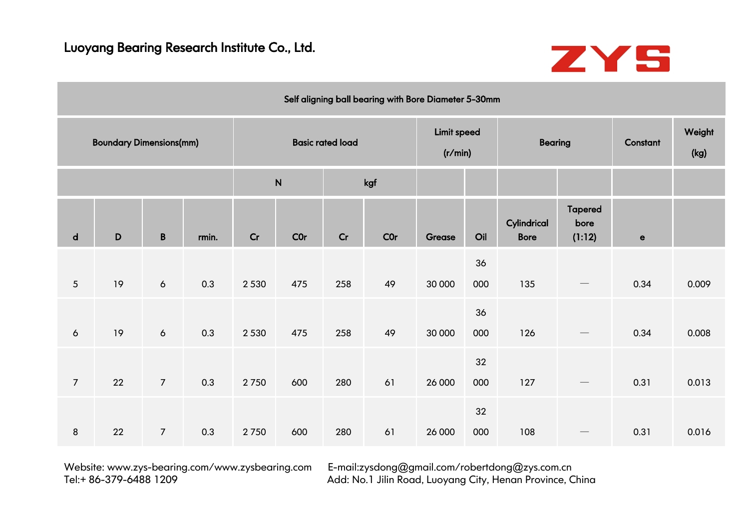Luoyang Bearing Research Institute Co., Ltd.

ZYS

| Self aligning ball bearing with Bore Diameter 5-30mm | | | | | | | | | | | | | |
|---|---|---|---|---|---|---|---|---|---|---|---|---|---|
| Boundary Dimensions(mm) | | | | Basic rated load | | | | Limit speed (r/min) | | Bearing | | Constant | Weight (kg) |
| | | | | N | | kgf | | | | | | | |
| d | D | B | rmin. | Cr | C0r | Cr | C0r | Grease | Oil | Cylindrical Bore | Tapered bore (1:12) | e | |
| 5 | 19 | 6 | 0.3 | 2 530 | 475 | 258 | 49 | 30 000 | 36 000 | 135 | — | 0.34 | 0.009 |
| 6 | 19 | 6 | 0.3 | 2 530 | 475 | 258 | 49 | 30 000 | 36 000 | 126 | — | 0.34 | 0.008 |
| 7 | 22 | 7 | 0.3 | 2 750 | 600 | 280 | 61 | 26 000 | 32 000 | 127 | — | 0.31 | 0.013 |
| 8 | 22 | 7 | 0.3 | 2 750 | 600 | 280 | 61 | 26 000 | 32 000 | 108 | — | 0.31 | 0.016 |

Website: www.zys-bearing.com/www.zysbearing.com
Tel:+ 86-379-6488 1209

E-mail:zysdong@gmail.com/robertdong@zys.com.cn
Add: No.1 Jilin Road, Luoyang City, Henan Province, China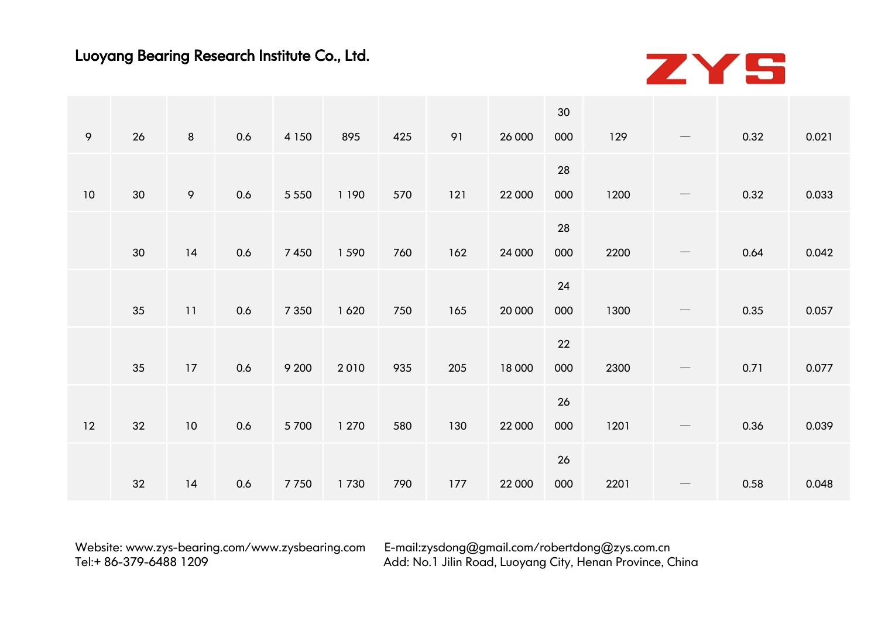Luoyang Bearing Research Institute Co., Ltd.

| | | | | | | | | | | | | | |
|---|---|---|---|---|---|---|---|---|---|---|---|---|---|
| 9 | 26 | 8 | 0.6 | 4 150 | 895 | 425 | 91 | 26 000 | 30 000 | 129 | — | 0.32 | 0.021 |
| 10 | 30 | 9 | 0.6 | 5 550 | 1 190 | 570 | 121 | 22 000 | 28 000 | 1200 | — | 0.32 | 0.033 |
| | 30 | 14 | 0.6 | 7 450 | 1 590 | 760 | 162 | 24 000 | 28 000 | 2200 | — | 0.64 | 0.042 |
| | 35 | 11 | 0.6 | 7 350 | 1 620 | 750 | 165 | 20 000 | 24 000 | 1300 | — | 0.35 | 0.057 |
| | 35 | 17 | 0.6 | 9 200 | 2 010 | 935 | 205 | 18 000 | 22 000 | 2300 | — | 0.71 | 0.077 |
| 12 | 32 | 10 | 0.6 | 5 700 | 1 270 | 580 | 130 | 22 000 | 26 000 | 1201 | — | 0.36 | 0.039 |
| | 32 | 14 | 0.6 | 7 750 | 1 730 | 790 | 177 | 22 000 | 26 000 | 2201 | — | 0.58 | 0.048 |

Website: www.zys-bearing.com/www.zysbearing.com E-mail:zysdong@gmail.com/robertdong@zys.com.cn
Tel:+ 86-379-6488 1209 Add: No.1 Jilin Road, Luoyang City, Henan Province, China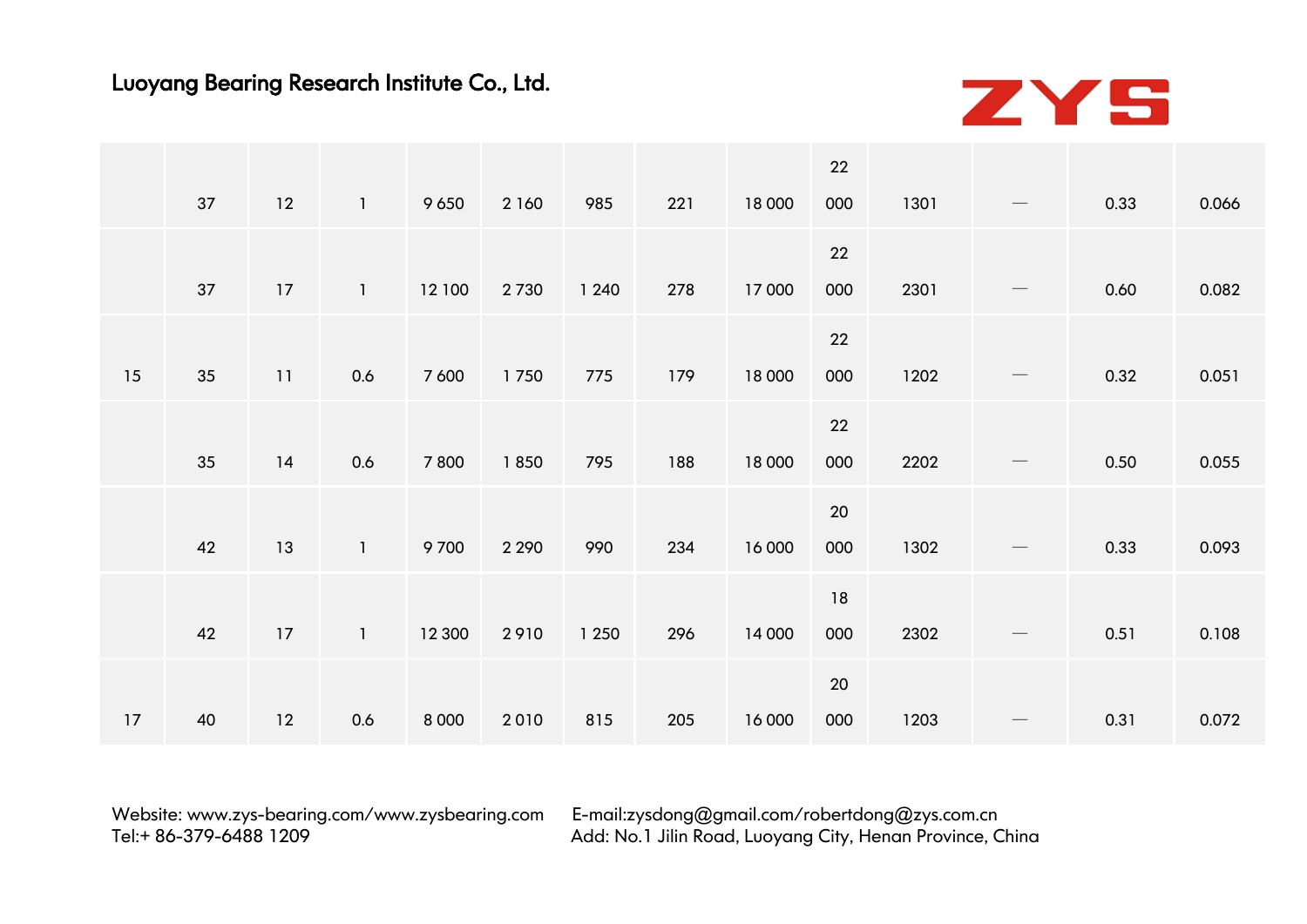|  |  |  |  |  |  |  |  |  |  |  |  |  |  |
|---|---|---|---|---|---|---|---|---|---|---|---|---|---|
|  | 37 | 12 | 1 | 9 650 | 2 160 | 985 | 221 | 18 000 | 22 000 | 1301 | — | 0.33 | 0.066 |
|  | 37 | 17 | 1 | 12 100 | 2 730 | 1 240 | 278 | 17 000 | 22 000 | 2301 | — | 0.60 | 0.082 |
| 15 | 35 | 11 | 0.6 | 7 600 | 1 750 | 775 | 179 | 18 000 | 22 000 | 1202 | — | 0.32 | 0.051 |
|  | 35 | 14 | 0.6 | 7 800 | 1 850 | 795 | 188 | 18 000 | 22 000 | 2202 | — | 0.50 | 0.055 |
|  | 42 | 13 | 1 | 9 700 | 2 290 | 990 | 234 | 16 000 | 20 000 | 1302 | — | 0.33 | 0.093 |
|  | 42 | 17 | 1 | 12 300 | 2 910 | 1 250 | 296 | 14 000 | 18 000 | 2302 | — | 0.51 | 0.108 |
| 17 | 40 | 12 | 0.6 | 8 000 | 2 010 | 815 | 205 | 16 000 | 20 000 | 1203 | — | 0.31 | 0.072 |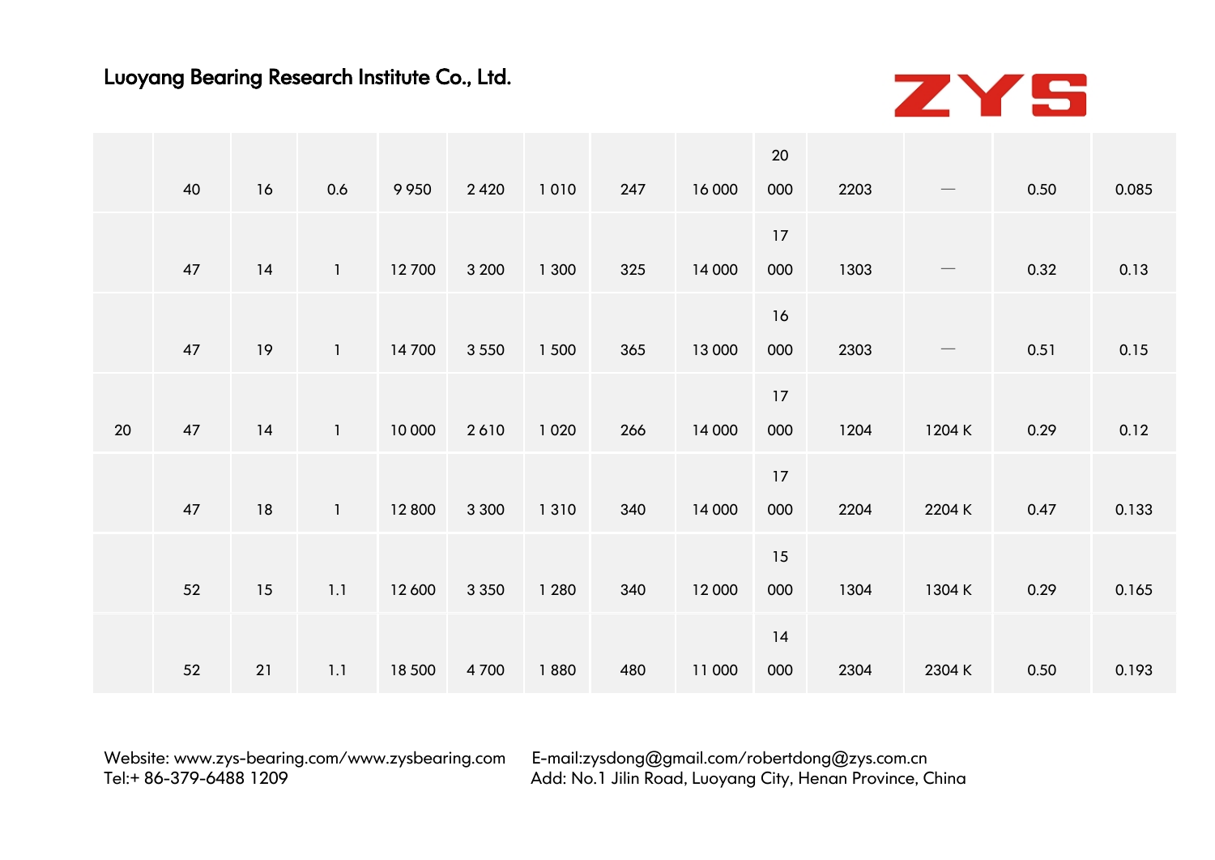| | | | | | | | | | | | | | |
|---|---|---|---|---|---|---|---|---|---|---|---|---|---|
| | 40 | 16 | 0.6 | 9 950 | 2 420 | 1 010 | 247 | 16 000 | 20 000 | 2203 | — | 0.50 | 0.085 |
| | 47 | 14 | 1 | 12 700 | 3 200 | 1 300 | 325 | 14 000 | 17 000 | 1303 | — | 0.32 | 0.13 |
| | 47 | 19 | 1 | 14 700 | 3 550 | 1 500 | 365 | 13 000 | 16 000 | 2303 | — | 0.51 | 0.15 |
| 20 | 47 | 14 | 1 | 10 000 | 2 610 | 1 020 | 266 | 14 000 | 17 000 | 1204 | 1204 K | 0.29 | 0.12 |
| | 47 | 18 | 1 | 12 800 | 3 300 | 1 310 | 340 | 14 000 | 17 000 | 2204 | 2204 K | 0.47 | 0.133 |
| | 52 | 15 | 1.1 | 12 600 | 3 350 | 1 280 | 340 | 12 000 | 15 000 | 1304 | 1304 K | 0.29 | 0.165 |
| | 52 | 21 | 1.1 | 18 500 | 4 700 | 1 880 | 480 | 11 000 | 14 000 | 2304 | 2304 K | 0.50 | 0.193 |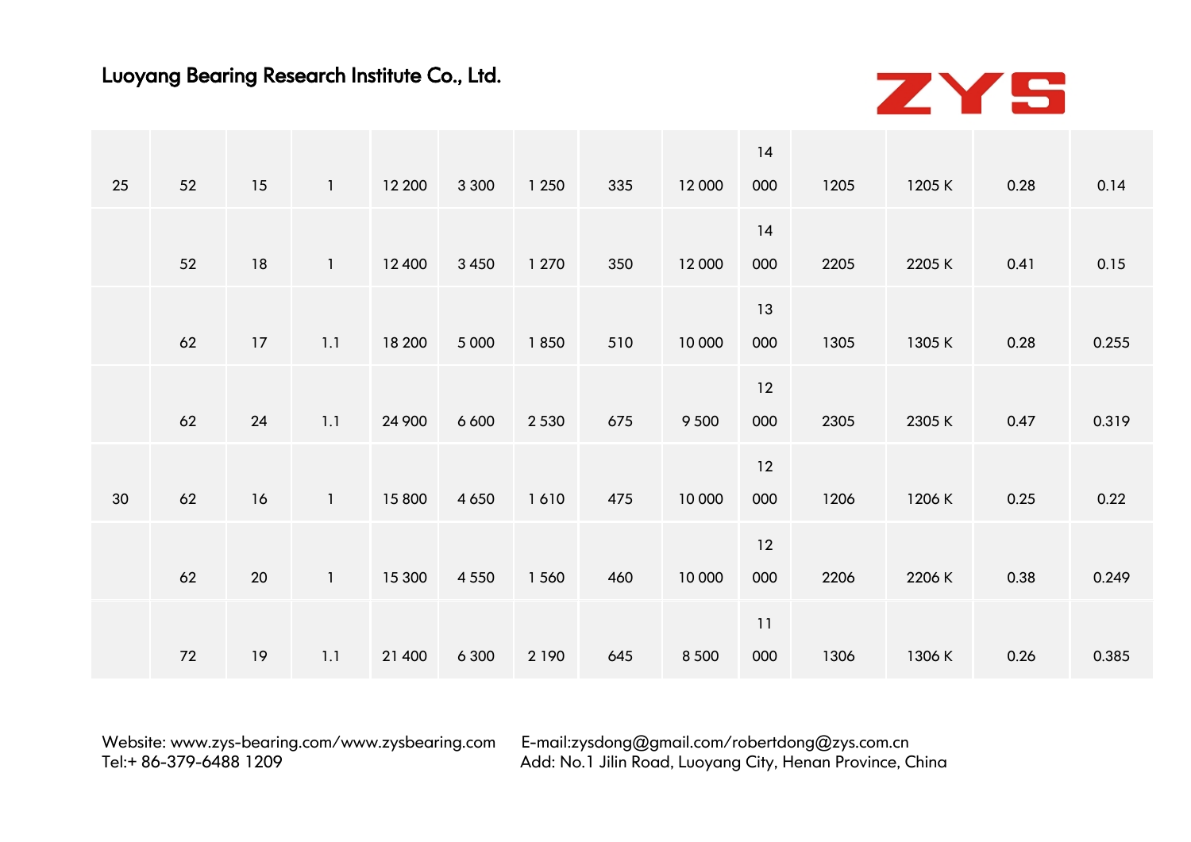| | | | | | | | | | | | | | |
|---|---|---|---|---|---|---|---|---|---|---|---|---|---|
| 25 | 52 | 15 | 1 | 12 200 | 3 300 | 1 250 | 335 | 12 000 | 14 000 | 1205 | 1205 K | 0.28 | 0.14 |
| | 52 | 18 | 1 | 12 400 | 3 450 | 1 270 | 350 | 12 000 | 14 000 | 2205 | 2205 K | 0.41 | 0.15 |
| | 62 | 17 | 1.1 | 18 200 | 5 000 | 1 850 | 510 | 10 000 | 13 000 | 1305 | 1305 K | 0.28 | 0.255 |
| | 62 | 24 | 1.1 | 24 900 | 6 600 | 2 530 | 675 | 9 500 | 12 000 | 2305 | 2305 K | 0.47 | 0.319 |
| 30 | 62 | 16 | 1 | 15 800 | 4 650 | 1 610 | 475 | 10 000 | 12 000 | 1206 | 1206 K | 0.25 | 0.22 |
| | 62 | 20 | 1 | 15 300 | 4 550 | 1 560 | 460 | 10 000 | 12 000 | 2206 | 2206 K | 0.38 | 0.249 |
| | 72 | 19 | 1.1 | 21 400 | 6 300 | 2 190 | 645 | 8 500 | 11 000 | 1306 | 1306 K | 0.26 | 0.385 |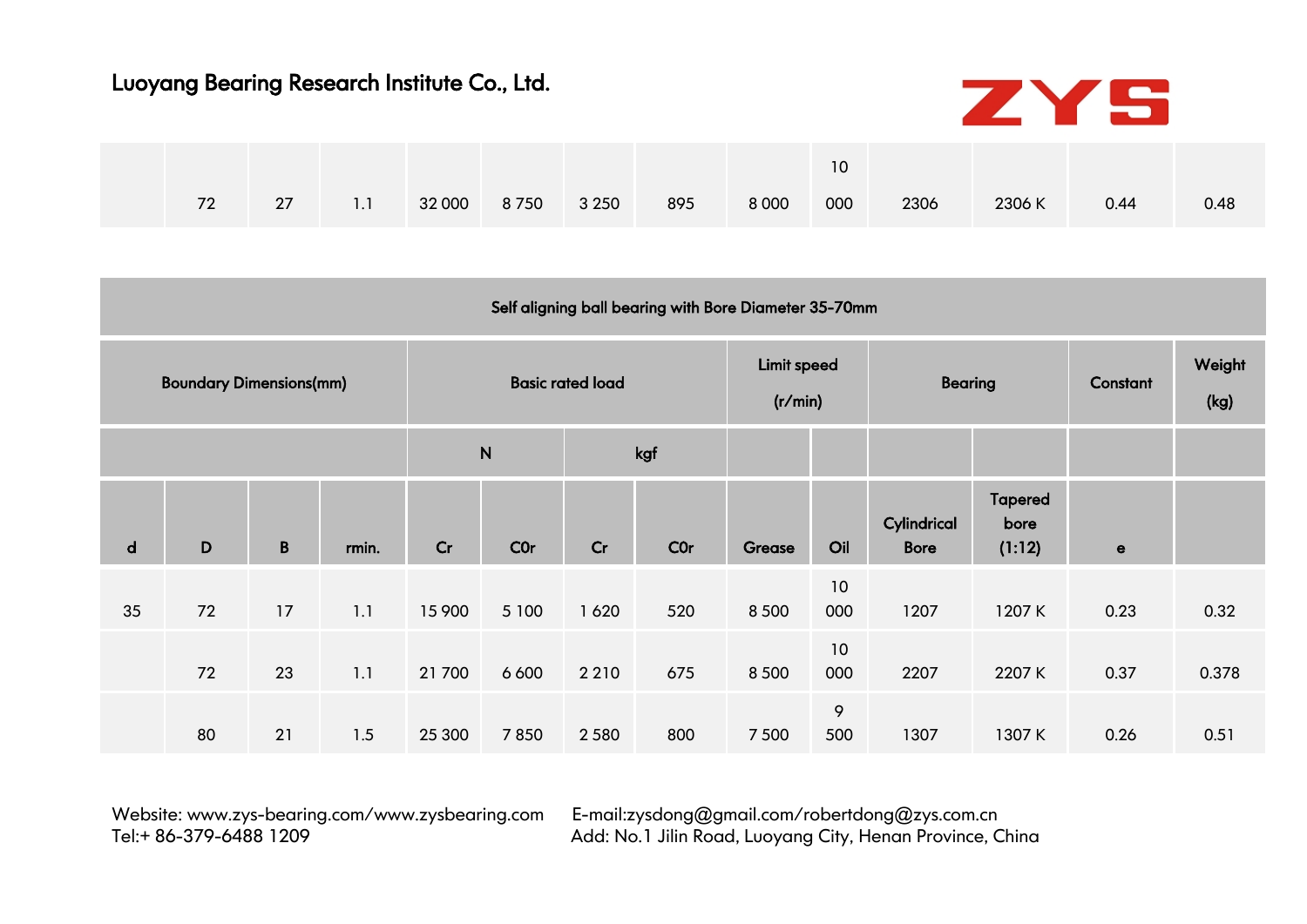| | 72 | 27 | 1.1 | 32 000 | 8 750 | 3 250 | 895 | 8 000 | 10 000 | 2306 | 2306 K | 0.44 | 0.48 |
|---|---|---|---|---|---|---|---|---|---|---|---|---|---|

| Self aligning ball bearing with Bore Diameter 35-70mm | | | | | | | | | | | | | |
|---|---|---|---|---|---|---|---|---|---|---|---|---|---|
| Boundary Dimensions(mm) | | | | Basic rated load | | | | Limit speed (r/min) | | Bearing | | Constant | Weight (kg) |
| | | | | N | | kgf | | | | | | | |
| d | D | B | rmin. | Cr | C0r | Cr | C0r | Grease | Oil | Cylindrical Bore | Tapered bore (1:12) | e | |
| 35 | 72 | 17 | 1.1 | 15 900 | 5 100 | 1 620 | 520 | 8 500 | 10 000 | 1207 | 1207 K | 0.23 | 0.32 |
| | 72 | 23 | 1.1 | 21 700 | 6 600 | 2 210 | 675 | 8 500 | 10 000 | 2207 | 2207 K | 0.37 | 0.378 |
| | 80 | 21 | 1.5 | 25 300 | 7 850 | 2 580 | 800 | 7 500 | 9 500 | 1307 | 1307 K | 0.26 | 0.51 |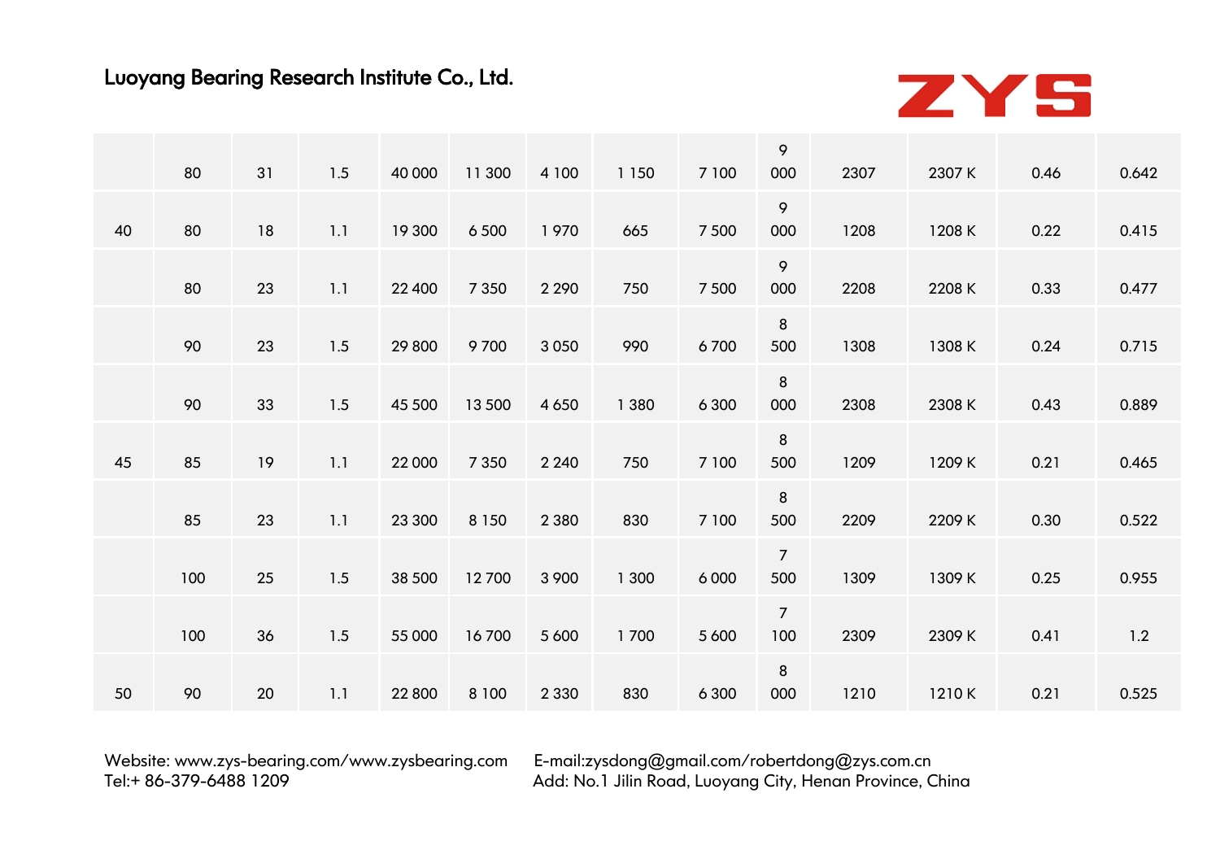| | | | | | | | | | | | | | |
|---|---|---|---|---|---|---|---|---|---|---|---|---|---|
| | 80 | 31 | 1.5 | 40 000 | 11 300 | 4 100 | 1 150 | 7 100 | 9 000 | 2307 | 2307 K | 0.46 | 0.642 |
| 40 | 80 | 18 | 1.1 | 19 300 | 6 500 | 1 970 | 665 | 7 500 | 9 000 | 1208 | 1208 K | 0.22 | 0.415 |
| | 80 | 23 | 1.1 | 22 400 | 7 350 | 2 290 | 750 | 7 500 | 9 000 | 2208 | 2208 K | 0.33 | 0.477 |
| | 90 | 23 | 1.5 | 29 800 | 9 700 | 3 050 | 990 | 6 700 | 8 500 | 1308 | 1308 K | 0.24 | 0.715 |
| | 90 | 33 | 1.5 | 45 500 | 13 500 | 4 650 | 1 380 | 6 300 | 8 000 | 2308 | 2308 K | 0.43 | 0.889 |
| 45 | 85 | 19 | 1.1 | 22 000 | 7 350 | 2 240 | 750 | 7 100 | 8 500 | 1209 | 1209 K | 0.21 | 0.465 |
| | 85 | 23 | 1.1 | 23 300 | 8 150 | 2 380 | 830 | 7 100 | 8 500 | 2209 | 2209 K | 0.30 | 0.522 |
| | 100 | 25 | 1.5 | 38 500 | 12 700 | 3 900 | 1 300 | 6 000 | 7 500 | 1309 | 1309 K | 0.25 | 0.955 |
| | 100 | 36 | 1.5 | 55 000 | 16 700 | 5 600 | 1 700 | 5 600 | 7 100 | 2309 | 2309 K | 0.41 | 1.2 |
| 50 | 90 | 20 | 1.1 | 22 800 | 8 100 | 2 330 | 830 | 6 300 | 8 000 | 1210 | 1210 K | 0.21 | 0.525 |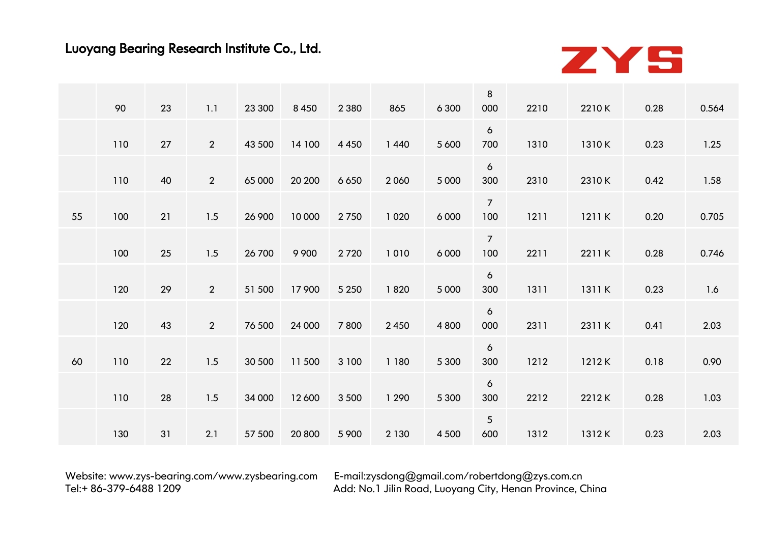|  | 90 | 23 | 1.1 | 23 300 | 8 450 | 2 380 | 865 | 6 300 | 8 000 | 2210 | 2210 K | 0.28 | 0.564 |
|---|---|---|---|---|---|---|---|---|---|---|---|---|---|
|  | 110 | 27 | 2 | 43 500 | 14 100 | 4 450 | 1 440 | 5 600 | 6 700 | 1310 | 1310 K | 0.23 | 1.25 |
|  | 110 | 40 | 2 | 65 000 | 20 200 | 6 650 | 2 060 | 5 000 | 6 300 | 2310 | 2310 K | 0.42 | 1.58 |
| 55 | 100 | 21 | 1.5 | 26 900 | 10 000 | 2 750 | 1 020 | 6 000 | 7 100 | 1211 | 1211 K | 0.20 | 0.705 |
|  | 100 | 25 | 1.5 | 26 700 | 9 900 | 2 720 | 1 010 | 6 000 | 7 100 | 2211 | 2211 K | 0.28 | 0.746 |
|  | 120 | 29 | 2 | 51 500 | 17 900 | 5 250 | 1 820 | 5 000 | 6 300 | 1311 | 1311 K | 0.23 | 1.6 |
|  | 120 | 43 | 2 | 76 500 | 24 000 | 7 800 | 2 450 | 4 800 | 6 000 | 2311 | 2311 K | 0.41 | 2.03 |
| 60 | 110 | 22 | 1.5 | 30 500 | 11 500 | 3 100 | 1 180 | 5 300 | 6 300 | 1212 | 1212 K | 0.18 | 0.90 |
|  | 110 | 28 | 1.5 | 34 000 | 12 600 | 3 500 | 1 290 | 5 300 | 6 300 | 2212 | 2212 K | 0.28 | 1.03 |
|  | 130 | 31 | 2.1 | 57 500 | 20 800 | 5 900 | 2 130 | 4 500 | 5 600 | 1312 | 1312 K | 0.23 | 2.03 |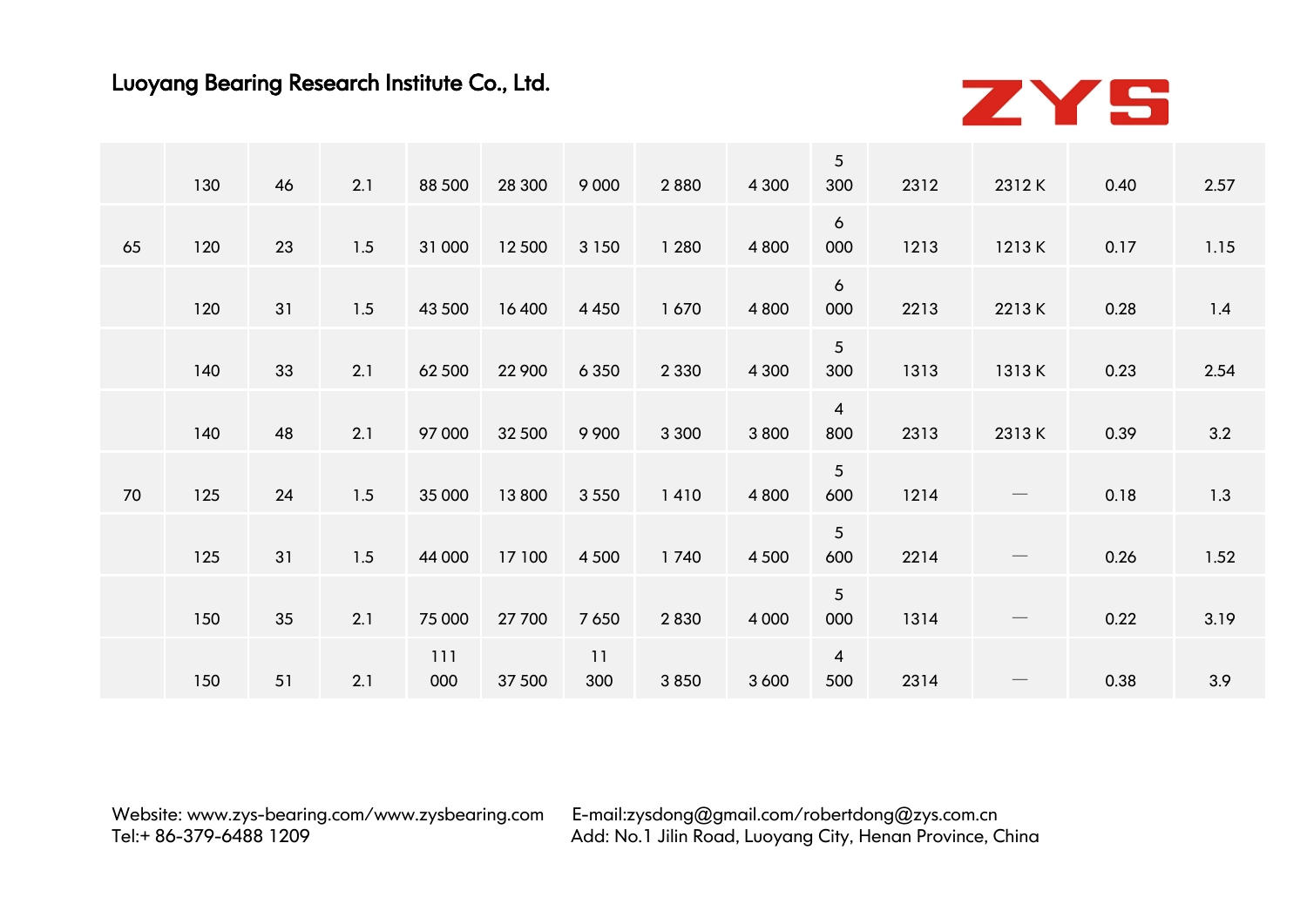| | | | | | | | | | | | | | |
|---|---|---|---|---|---|---|---|---|---|---|---|---|---|
| | 130 | 46 | 2.1 | 88 500 | 28 300 | 9 000 | 2 880 | 4 300 | 5 300 | 2312 | 2312 K | 0.40 | 2.57 |
| 65 | 120 | 23 | 1.5 | 31 000 | 12 500 | 3 150 | 1 280 | 4 800 | 6 000 | 1213 | 1213 K | 0.17 | 1.15 |
| | 120 | 31 | 1.5 | 43 500 | 16 400 | 4 450 | 1 670 | 4 800 | 6 000 | 2213 | 2213 K | 0.28 | 1.4 |
| | 140 | 33 | 2.1 | 62 500 | 22 900 | 6 350 | 2 330 | 4 300 | 5 300 | 1313 | 1313 K | 0.23 | 2.54 |
| | 140 | 48 | 2.1 | 97 000 | 32 500 | 9 900 | 3 300 | 3 800 | 4 800 | 2313 | 2313 K | 0.39 | 3.2 |
| 70 | 125 | 24 | 1.5 | 35 000 | 13 800 | 3 550 | 1 410 | 4 800 | 5 600 | 1214 | — | 0.18 | 1.3 |
| | 125 | 31 | 1.5 | 44 000 | 17 100 | 4 500 | 1 740 | 4 500 | 5 600 | 2214 | — | 0.26 | 1.52 |
| | 150 | 35 | 2.1 | 75 000 | 27 700 | 7 650 | 2 830 | 4 000 | 5 000 | 1314 | — | 0.22 | 3.19 |
| | 150 | 51 | 2.1 | 111 000 | 37 500 | 11 300 | 3 850 | 3 600 | 4 500 | 2314 | — | 0.38 | 3.9 |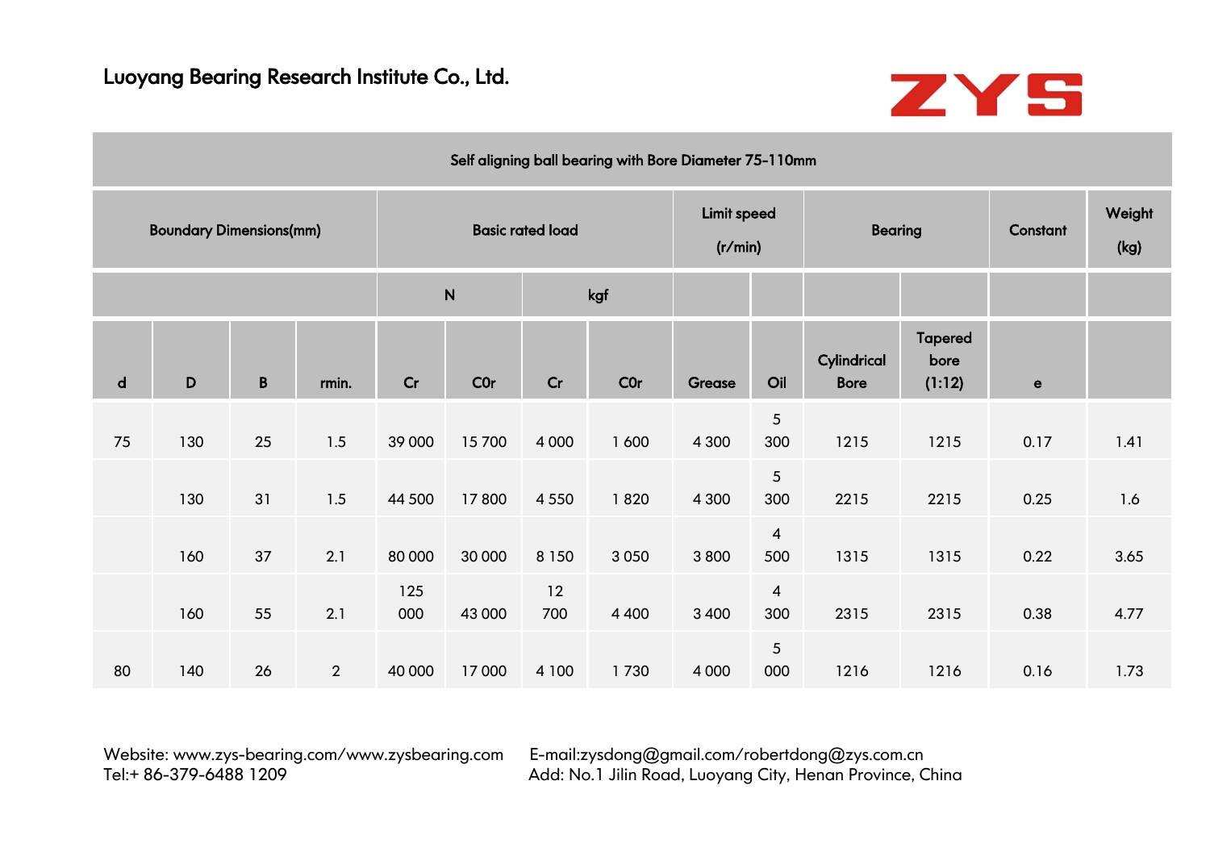Luoyang Bearing Research Institute Co., Ltd.

ZYS

| Self aligning ball bearing with Bore Diameter 75-110mm | | | | | | | | | | | | | |
|---|---|---|---|---|---|---|---|---|---|---|---|---|---|
| Boundary Dimensions(mm) | | | | Basic rated load | | | | Limit speed (r/min) | | Bearing | | Constant | Weight (kg) |
| | | | | N | | kgf | | | | | | | |
| d | D | B | rmin. | Cr | C0r | Cr | C0r | Grease | Oil | Cylindrical Bore | Tapered bore (1:12) | e | |
| 75 | 130 | 25 | 1.5 | 39 000 | 15 700 | 4 000 | 1 600 | 4 300 | 5 300 | 1215 | 1215 | 0.17 | 1.41 |
| | 130 | 31 | 1.5 | 44 500 | 17 800 | 4 550 | 1 820 | 4 300 | 5 300 | 2215 | 2215 | 0.25 | 1.6 |
| | 160 | 37 | 2.1 | 80 000 | 30 000 | 8 150 | 3 050 | 3 800 | 4 500 | 1315 | 1315 | 0.22 | 3.65 |
| | 160 | 55 | 2.1 | 125 000 | 43 000 | 12 700 | 4 400 | 3 400 | 4 300 | 2315 | 2315 | 0.38 | 4.77 |
| 80 | 140 | 26 | 2 | 40 000 | 17 000 | 4 100 | 1 730 | 4 000 | 5 000 | 1216 | 1216 | 0.16 | 1.73 |

Website: www.zys-bearing.com/www.zysbearing.com
Tel:+ 86-379-6488 1209

E-mail:zysdong@gmail.com/robertdong@zys.com.cn
Add: No.1 Jilin Road, Luoyang City, Henan Province, China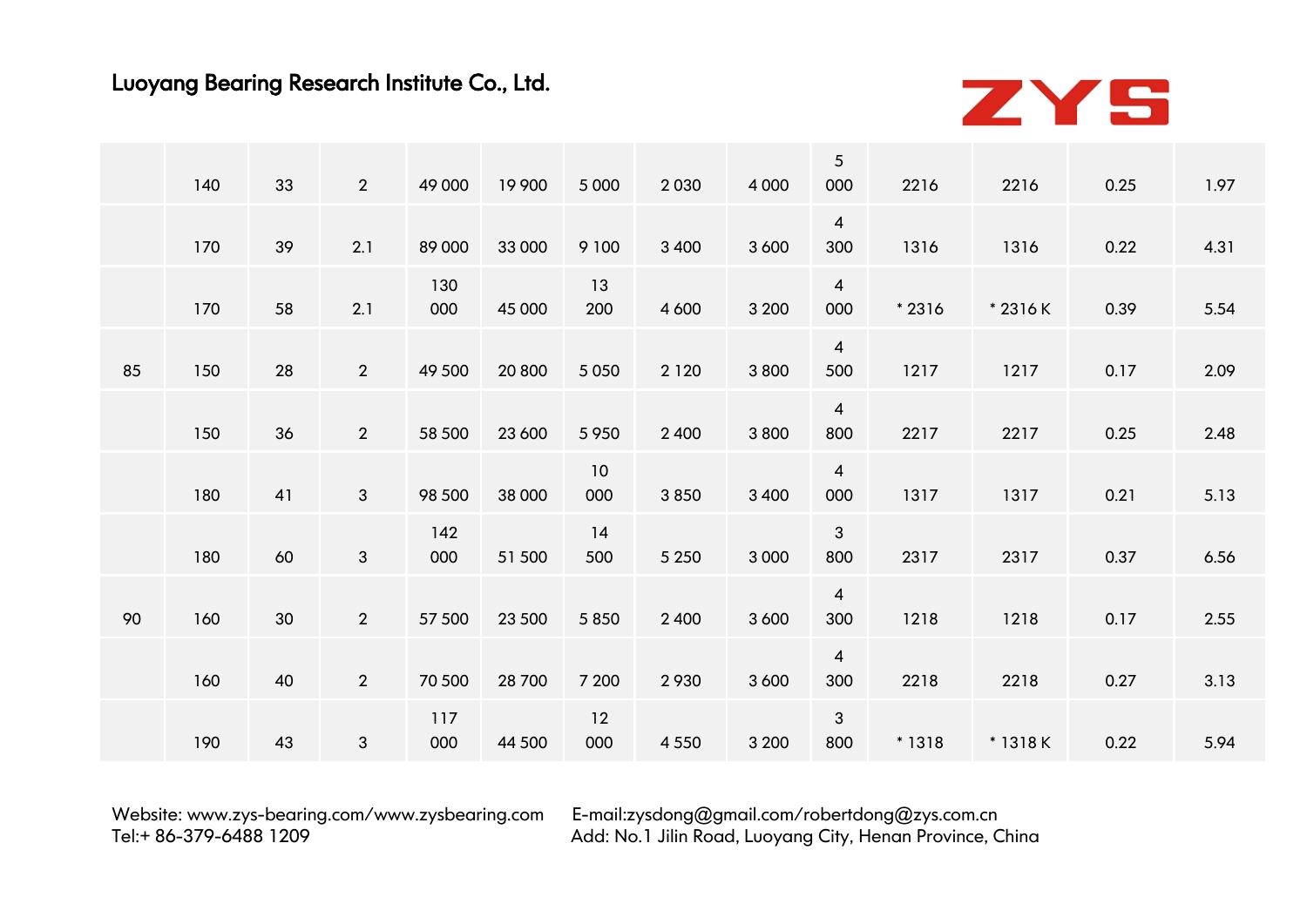|  |  |  |  |  |  |  |  |  |  |  |  |  |  |
|---|---|---|---|---|---|---|---|---|---|---|---|---|---|
|  | 140 | 33 | 2 | 49 000 | 19 900 | 5 000 | 2 030 | 4 000 | 5 000 | 2216 | 2216 | 0.25 | 1.97 |
|  | 170 | 39 | 2.1 | 89 000 | 33 000 | 9 100 | 3 400 | 3 600 | 4 300 | 1316 | 1316 | 0.22 | 4.31 |
|  | 170 | 58 | 2.1 | 130 000 | 45 000 | 13 200 | 4 600 | 3 200 | 4 000 | * 2316 | * 2316 K | 0.39 | 5.54 |
| 85 | 150 | 28 | 2 | 49 500 | 20 800 | 5 050 | 2 120 | 3 800 | 4 500 | 1217 | 1217 | 0.17 | 2.09 |
|  | 150 | 36 | 2 | 58 500 | 23 600 | 5 950 | 2 400 | 3 800 | 4 800 | 2217 | 2217 | 0.25 | 2.48 |
|  | 180 | 41 | 3 | 98 500 | 38 000 | 10 000 | 3 850 | 3 400 | 4 000 | 1317 | 1317 | 0.21 | 5.13 |
|  | 180 | 60 | 3 | 142 000 | 51 500 | 14 500 | 5 250 | 3 000 | 3 800 | 2317 | 2317 | 0.37 | 6.56 |
| 90 | 160 | 30 | 2 | 57 500 | 23 500 | 5 850 | 2 400 | 3 600 | 4 300 | 1218 | 1218 | 0.17 | 2.55 |
|  | 160 | 40 | 2 | 70 500 | 28 700 | 7 200 | 2 930 | 3 600 | 4 300 | 2218 | 2218 | 0.27 | 3.13 |
|  | 190 | 43 | 3 | 117 000 | 44 500 | 12 000 | 4 550 | 3 200 | 3 800 | * 1318 | * 1318 K | 0.22 | 5.94 |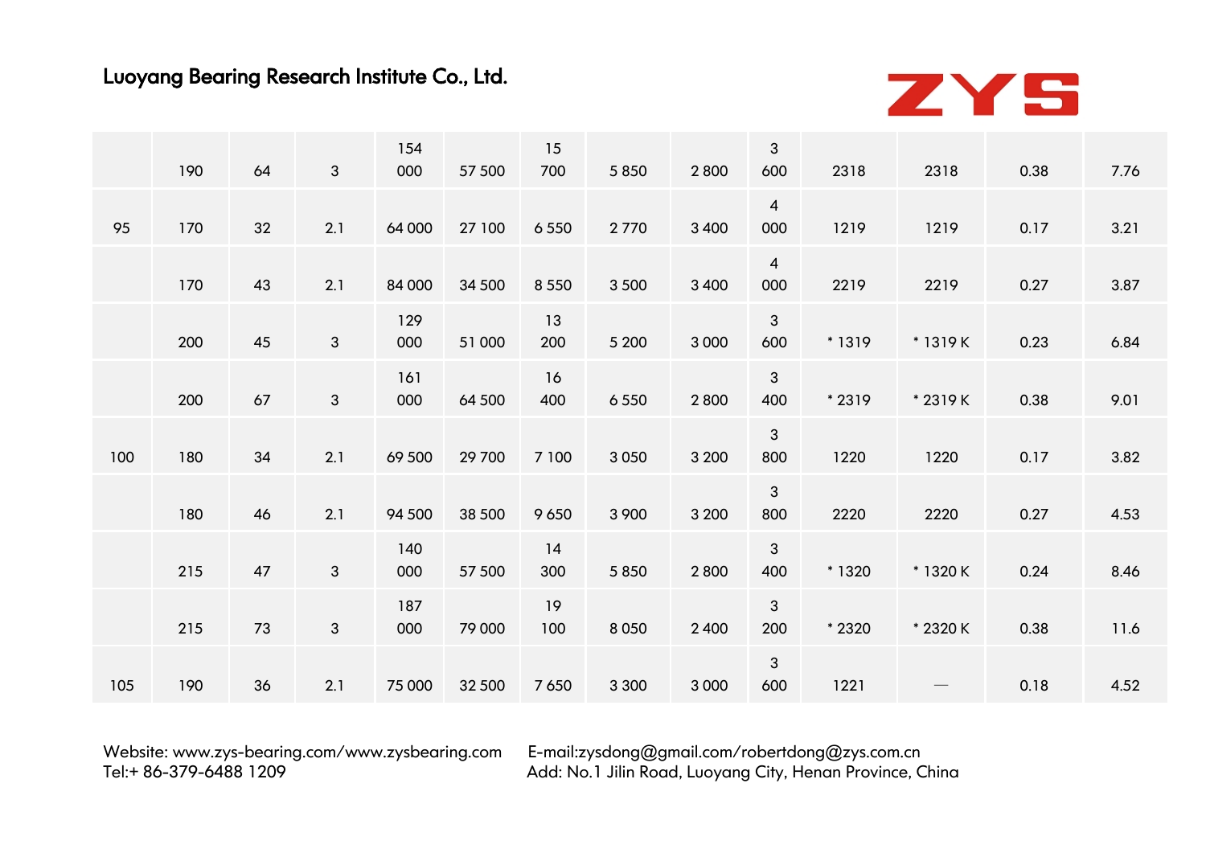| | | | | | | | | | | | | | |
|---|---|---|---|---|---|---|---|---|---|---|---|---|---|
| | 190 | 64 | 3 | 154 000 | 57 500 | 15 700 | 5 850 | 2 800 | 3 600 | 2318 | 2318 | 0.38 | 7.76 |
| 95 | 170 | 32 | 2.1 | 64 000 | 27 100 | 6 550 | 2 770 | 3 400 | 4 000 | 1219 | 1219 | 0.17 | 3.21 |
| | 170 | 43 | 2.1 | 84 000 | 34 500 | 8 550 | 3 500 | 3 400 | 4 000 | 2219 | 2219 | 0.27 | 3.87 |
| | 200 | 45 | 3 | 129 000 | 51 000 | 13 200 | 5 200 | 3 000 | 3 600 | * 1319 | * 1319 K | 0.23 | 6.84 |
| | 200 | 67 | 3 | 161 000 | 64 500 | 16 400 | 6 550 | 2 800 | 3 400 | * 2319 | * 2319 K | 0.38 | 9.01 |
| 100 | 180 | 34 | 2.1 | 69 500 | 29 700 | 7 100 | 3 050 | 3 200 | 3 800 | 1220 | 1220 | 0.17 | 3.82 |
| | 180 | 46 | 2.1 | 94 500 | 38 500 | 9 650 | 3 900 | 3 200 | 3 800 | 2220 | 2220 | 0.27 | 4.53 |
| | 215 | 47 | 3 | 140 000 | 57 500 | 14 300 | 5 850 | 2 800 | 3 400 | * 1320 | * 1320 K | 0.24 | 8.46 |
| | 215 | 73 | 3 | 187 000 | 79 000 | 19 100 | 8 050 | 2 400 | 3 200 | * 2320 | * 2320 K | 0.38 | 11.6 |
| 105 | 190 | 36 | 2.1 | 75 000 | 32 500 | 7 650 | 3 300 | 3 000 | 3 600 | 1221 | — | 0.18 | 4.52 |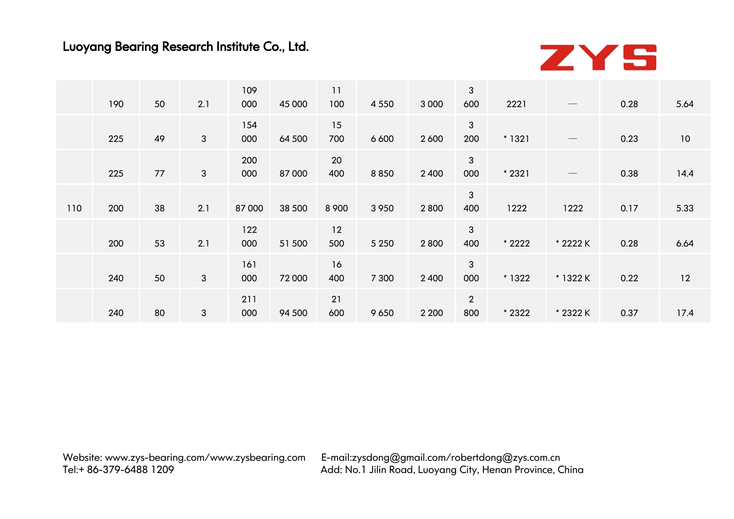| | | | | | | | | | | | | | |
|---|---|---|---|---|---|---|---|---|---|---|---|---|---|
| | 190 | 50 | 2.1 | 109 000 | 45 000 | 11 100 | 4 550 | 3 000 | 3 600 | 2221 | — | 0.28 | 5.64 |
| | 225 | 49 | 3 | 154 000 | 64 500 | 15 700 | 6 600 | 2 600 | 3 200 | * 1321 | — | 0.23 | 10 |
| | 225 | 77 | 3 | 200 000 | 87 000 | 20 400 | 8 850 | 2 400 | 3 000 | * 2321 | — | 0.38 | 14.4 |
| 110 | 200 | 38 | 2.1 | 87 000 | 38 500 | 8 900 | 3 950 | 2 800 | 3 400 | 1222 | 1222 | 0.17 | 5.33 |
| | 200 | 53 | 2.1 | 122 000 | 51 500 | 12 500 | 5 250 | 2 800 | 3 400 | * 2222 | * 2222 K | 0.28 | 6.64 |
| | 240 | 50 | 3 | 161 000 | 72 000 | 16 400 | 7 300 | 2 400 | 3 000 | * 1322 | * 1322 K | 0.22 | 12 |
| | 240 | 80 | 3 | 211 000 | 94 500 | 21 600 | 9 650 | 2 200 | 2 800 | * 2322 | * 2322 K | 0.37 | 17.4 |